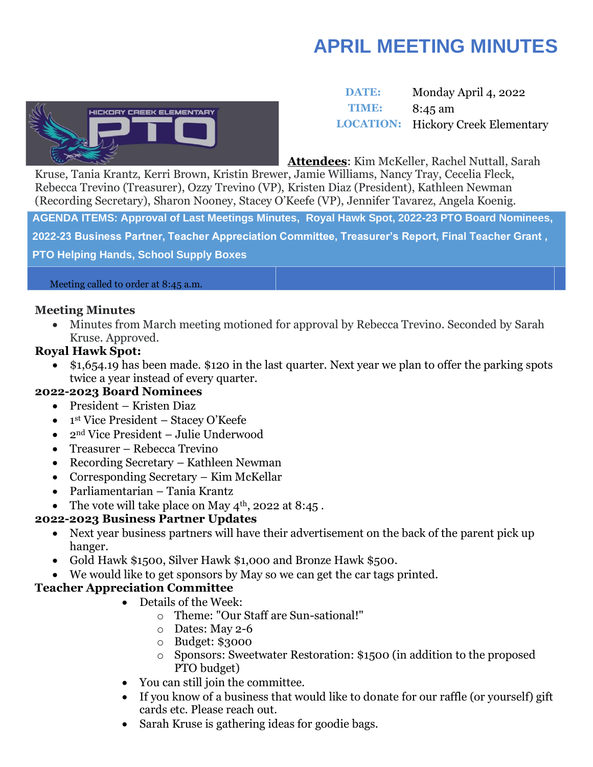# APRIL MEETING MINUTES

| | |
|---|---|
| **DATE:** | Monday April 4, 2022 |
| **TIME:** | 8:45 am |
| **LOCATION:** | Hickory Creek Elementary |

**Attendees**: Kim McKeller, Rachel Nuttall, Sarah Kruse, Tania Krantz, Kerri Brown, Kristin Brewer, Jamie Williams, Nancy Tray, Cecelia Fleck, Rebecca Trevino (Treasurer), Ozzy Trevino (VP), Kristen Diaz (President), Kathleen Newman (Recording Secretary), Sharon Nooney, Stacey O'Keefe (VP), Jennifer Tavarez, Angela Koenig.

**AGENDA ITEMS: Approval of Last Meetings Minutes, Royal Hawk Spot, 2022-23 PTO Board Nominees, 2022-23 Business Partner, Teacher Appreciation Committee, Treasurer's Report, Final Teacher Grant , PTO Helping Hands, School Supply Boxes**

Meeting called to order at 8:45 a.m.

**Meeting Minutes**

- Minutes from March meeting motioned for approval by Rebecca Trevino. Seconded by Sarah Kruse. Approved.

**Royal Hawk Spot:**

- $1,654.19 has been made. $120 in the last quarter. Next year we plan to offer the parking spots twice a year instead of every quarter.

**2022-2023 Board Nominees**

- President – Kristen Diaz
- 1st Vice President – Stacey O'Keefe
- 2nd Vice President – Julie Underwood
- Treasurer – Rebecca Trevino
- Recording Secretary – Kathleen Newman
- Corresponding Secretary – Kim McKellar
- Parliamentarian – Tania Krantz
- The vote will take place on May 4th, 2022 at 8:45 .

**2022-2023 Business Partner Updates**

- Next year business partners will have their advertisement on the back of the parent pick up hanger.
- Gold Hawk $1500, Silver Hawk $1,000 and Bronze Hawk $500.
- We would like to get sponsors by May so we can get the car tags printed.

**Teacher Appreciation Committee**

- Details of the Week:
  - Theme: "Our Staff are Sun-sational!"
  - Dates: May 2-6
  - Budget: $3000
  - Sponsors: Sweetwater Restoration: $1500 (in addition to the proposed PTO budget)
- You can still join the committee.
- If you know of a business that would like to donate for our raffle (or yourself) gift cards etc. Please reach out.
- Sarah Kruse is gathering ideas for goodie bags.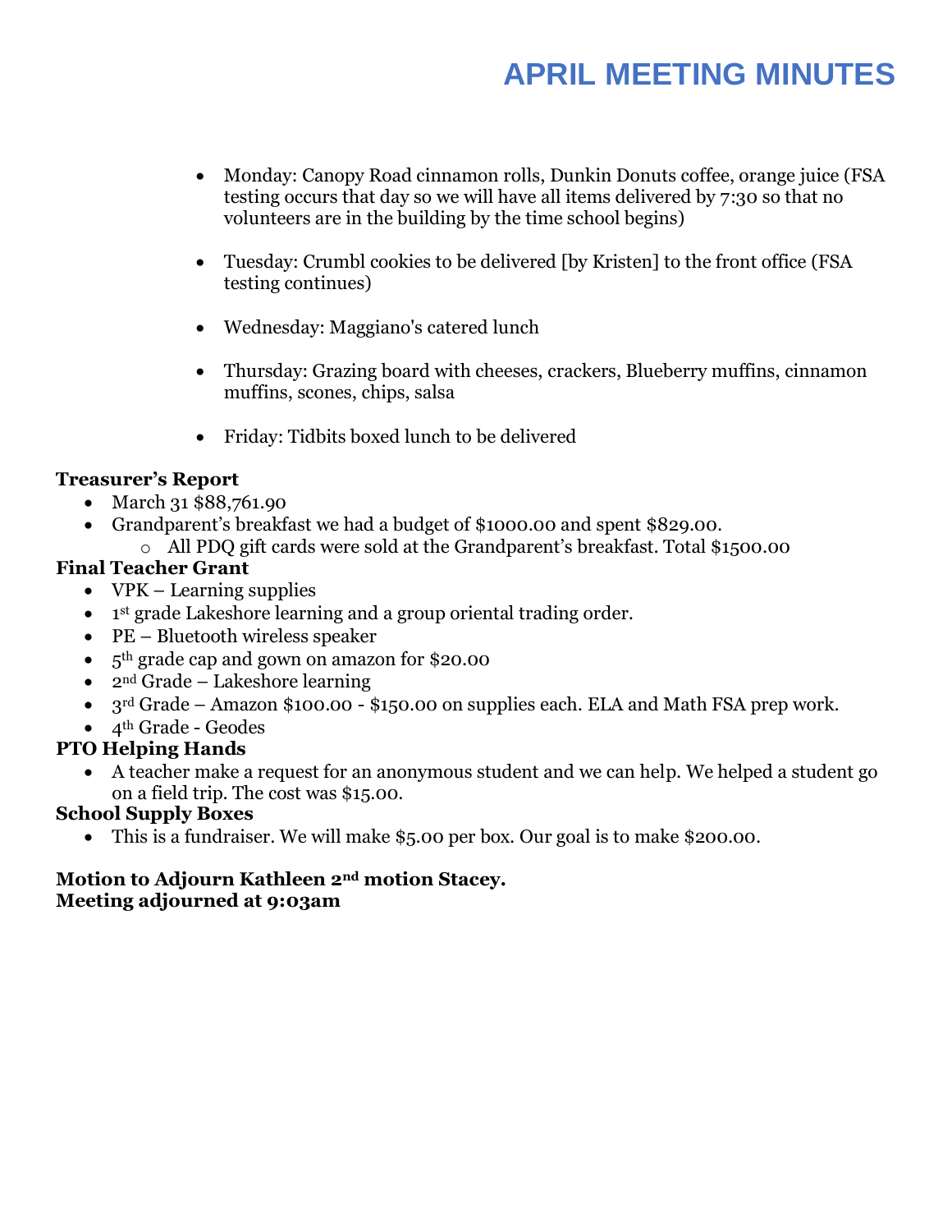# APRIL MEETING MINUTES

- Monday: Canopy Road cinnamon rolls, Dunkin Donuts coffee, orange juice (FSA testing occurs that day so we will have all items delivered by 7:30 so that no volunteers are in the building by the time school begins)

- Tuesday: Crumbl cookies to be delivered [by Kristen] to the front office (FSA testing continues)

- Wednesday: Maggiano's catered lunch

- Thursday: Grazing board with cheeses, crackers, Blueberry muffins, cinnamon muffins, scones, chips, salsa

- Friday: Tidbits boxed lunch to be delivered

**Treasurer's Report**

- March 31 $88,761.90
- Grandparent's breakfast we had a budget of $1000.00 and spent $829.00.
  - All PDQ gift cards were sold at the Grandparent's breakfast. Total $1500.00

**Final Teacher Grant**

- VPK – Learning supplies
- 1st grade Lakeshore learning and a group oriental trading order.
- PE – Bluetooth wireless speaker
- 5th grade cap and gown on amazon for $20.00
- 2nd Grade – Lakeshore learning
- 3rd Grade – Amazon $100.00 - $150.00 on supplies each. ELA and Math FSA prep work.
- 4th Grade - Geodes

**PTO Helping Hands**

- A teacher make a request for an anonymous student and we can help. We helped a student go on a field trip. The cost was $15.00.

**School Supply Boxes**

- This is a fundraiser. We will make $5.00 per box. Our goal is to make $200.00.

**Motion to Adjourn Kathleen 2nd motion Stacey.**
**Meeting adjourned at 9:03am**